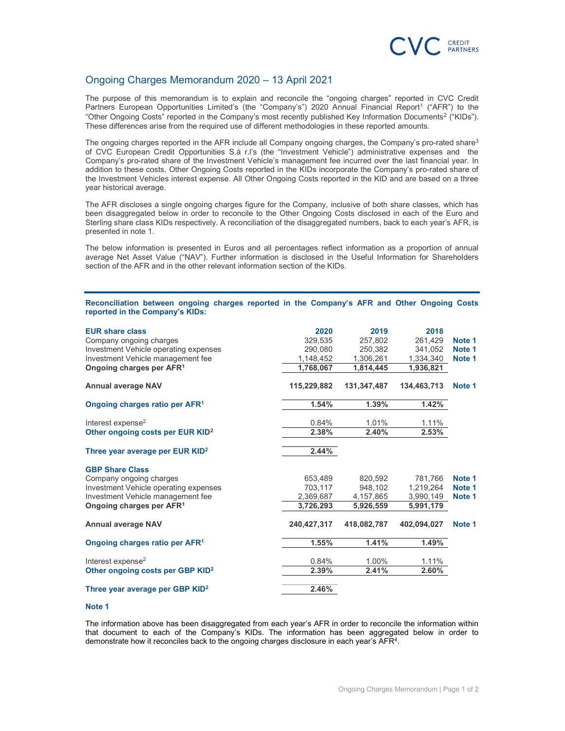# Ongoing Charges Memorandum 2020 – 13 April 2021

The purpose of this memorandum is to explain and reconcile the "ongoing charges" reported in CVC Credit Partners European Opportunities Limited's (the "Company's") 2020 Annual Financial Report[1] ("AFR") to the "Other Ongoing Costs" reported in the Company's most recently published Key Information Documents[2] ("KIDs"). These differences arise from the required use of different methodologies in these reported amounts.

The ongoing charges reported in the AFR include all Company ongoing charges, the Company's pro-rated share[3] of CVC European Credit Opportunities S.à r.l's (the "Investment Vehicle") administrative expenses and the Company's pro-rated share of the Investment Vehicle's management fee incurred over the last financial year. In addition to these costs, Other Ongoing Costs reported in the KIDs incorporate the Company's pro-rated share of the Investment Vehicles interest expense. All Other Ongoing Costs reported in the KID and are based on a three year historical average.

The AFR discloses a single ongoing charges figure for the Company, inclusive of both share classes, which has been disaggregated below in order to reconcile to the Other Ongoing Costs disclosed in each of the Euro and Sterling share class KIDs respectively. A reconciliation of the disaggregated numbers, back to each year's AFR, is presented in note 1.

The below information is presented in Euros and all percentages reflect information as a proportion of annual average Net Asset Value ("NAV"). Further information is disclosed in the Useful Information for Shareholders section of the AFR and in the other relevant information section of the KIDs.

**Reconciliation between ongoing charges reported in the Company's AFR and Other Ongoing Costs reported in the Company's KIDs:**

| **EUR share class** | **2020** | **2019** | **2018** | |
|---|---|---|---|---|
| Company ongoing charges | 329,535 | 257,802 | 261,429 | **Note 1** |
| Investment Vehicle operating expenses | 290,080 | 250,382 | 341,052 | **Note 1** |
| Investment Vehicle management fee | 1,148,452 | 1,306,261 | 1,334,340 | **Note 1** |
| **Ongoing charges per AFR[1]** | **1,768,067** | **1,814,445** | **1,936,821** | |
| **Annual average NAV** | **115,229,882** | **131,347,487** | **134,463,713** | **Note 1** |
| **Ongoing charges ratio per AFR[1]** | **1.54%** | **1.39%** | **1.42%** | |
| Interest expense[2] | 0.84% | 1.01% | 1.11% | |
| **Other ongoing costs per EUR KID[2]** | **2.38%** | **2.40%** | **2.53%** | |
| **Three year average per EUR KID[2]** | **2.44%** | | | |
| **GBP Share Class** | | | | |
| Company ongoing charges | 653,489 | 820,592 | 781,766 | **Note 1** |
| Investment Vehicle operating expenses | 703,117 | 948,102 | 1,219,264 | **Note 1** |
| Investment Vehicle management fee | 2,369,687 | 4,157,865 | 3,990,149 | **Note 1** |
| **Ongoing charges per AFR[1]** | **3,726,293** | **5,926,559** | **5,991,179** | |
| **Annual average NAV** | **240,427,317** | **418,082,787** | **402,094,027** | **Note 1** |
| **Ongoing charges ratio per AFR[1]** | **1.55%** | **1.41%** | **1.49%** | |
| Interest expense[2] | 0.84% | 1.00% | 1.11% | |
| **Other ongoing costs per GBP KID[2]** | **2.39%** | **2.41%** | **2.60%** | |
| **Three year average per GBP KID[2]** | **2.46%** | | | |

**Note 1**

The information above has been disaggregated from each year's AFR in order to reconcile the information within that document to each of the Company's KIDs. The information has been aggregated below in order to demonstrate how it reconciles back to the ongoing charges disclosure in each year's AFR[4].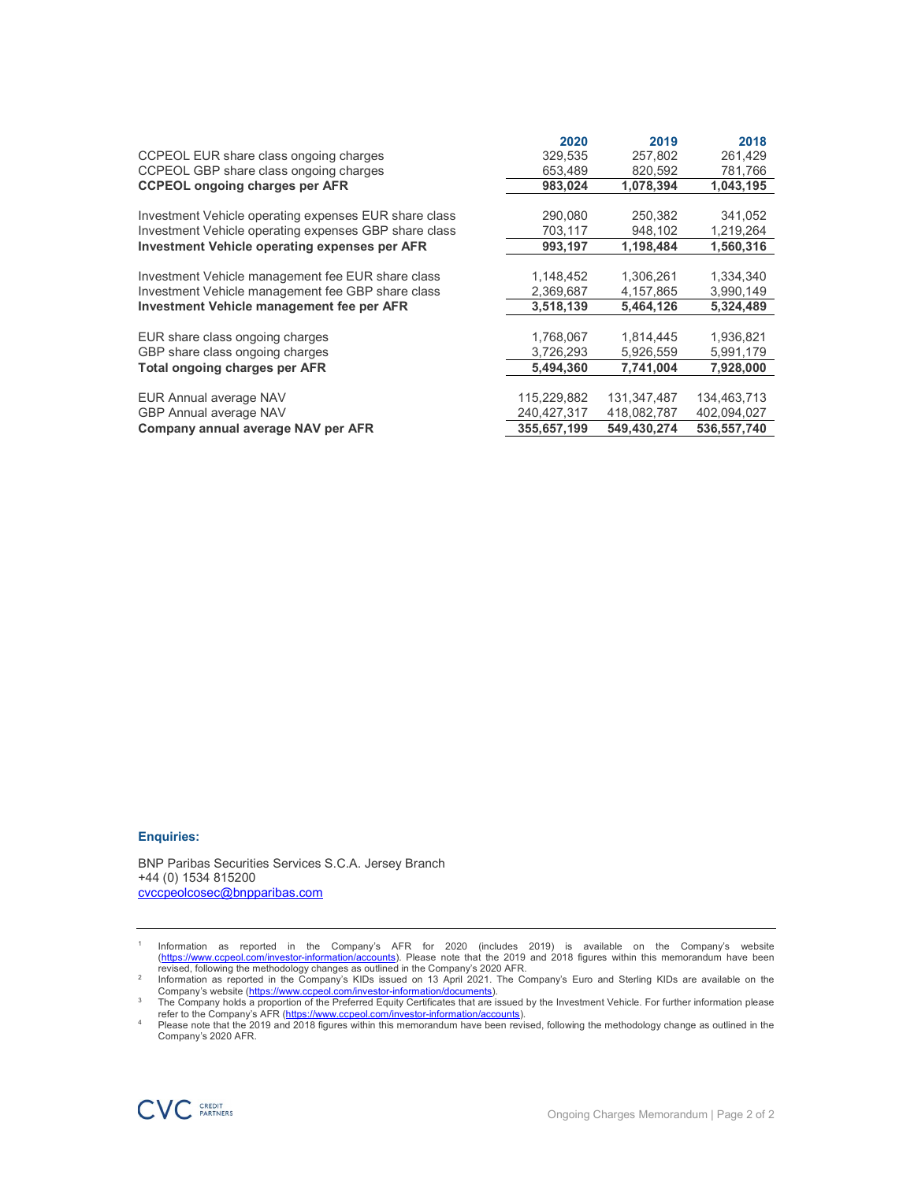| | 2020 | 2019 | 2018 |
|---|---|---|---|
| CCPEOL EUR share class ongoing charges | 329,535 | 257,802 | 261,429 |
| CCPEOL GBP share class ongoing charges | 653,489 | 820,592 | 781,766 |
| **CCPEOL ongoing charges per AFR** | **983,024** | **1,078,394** | **1,043,195** |
| | | | |
| Investment Vehicle operating expenses EUR share class | 290,080 | 250,382 | 341,052 |
| Investment Vehicle operating expenses GBP share class | 703,117 | 948,102 | 1,219,264 |
| **Investment Vehicle operating expenses per AFR** | **993,197** | **1,198,484** | **1,560,316** |
| | | | |
| Investment Vehicle management fee EUR share class | 1,148,452 | 1,306,261 | 1,334,340 |
| Investment Vehicle management fee GBP share class | 2,369,687 | 4,157,865 | 3,990,149 |
| **Investment Vehicle management fee per AFR** | **3,518,139** | **5,464,126** | **5,324,489** |
| | | | |
| EUR share class ongoing charges | 1,768,067 | 1,814,445 | 1,936,821 |
| GBP share class ongoing charges | 3,726,293 | 5,926,559 | 5,991,179 |
| **Total ongoing charges per AFR** | **5,494,360** | **7,741,004** | **7,928,000** |
| | | | |
| EUR Annual average NAV | 115,229,882 | 131,347,487 | 134,463,713 |
| GBP Annual average NAV | 240,427,317 | 418,082,787 | 402,094,027 |
| **Company annual average NAV per AFR** | **355,657,199** | **549,430,274** | **536,557,740** |

### Enquiries:

BNP Paribas Securities Services S.C.A. Jersey Branch
+44 (0) 1534 815200
cvccpeolcosec@bnpparibas.com

[1] Information as reported in the Company's AFR for 2020 (includes 2019) is available on the Company's website (https://www.ccpeol.com/investor-information/accounts). Please note that the 2019 and 2018 figures within this memorandum have been revised, following the methodology changes as outlined in the Company's 2020 AFR.

[2] Information as reported in the Company's KIDs issued on 13 April 2021. The Company's Euro and Sterling KIDs are available on the Company's website (https://www.ccpeol.com/investor-information/documents).

[3] The Company holds a proportion of the Preferred Equity Certificates that are issued by the Investment Vehicle. For further information please refer to the Company's AFR (https://www.ccpeol.com/investor-information/accounts).

[4] Please note that the 2019 and 2018 figures within this memorandum have been revised, following the methodology change as outlined in the Company's 2020 AFR.